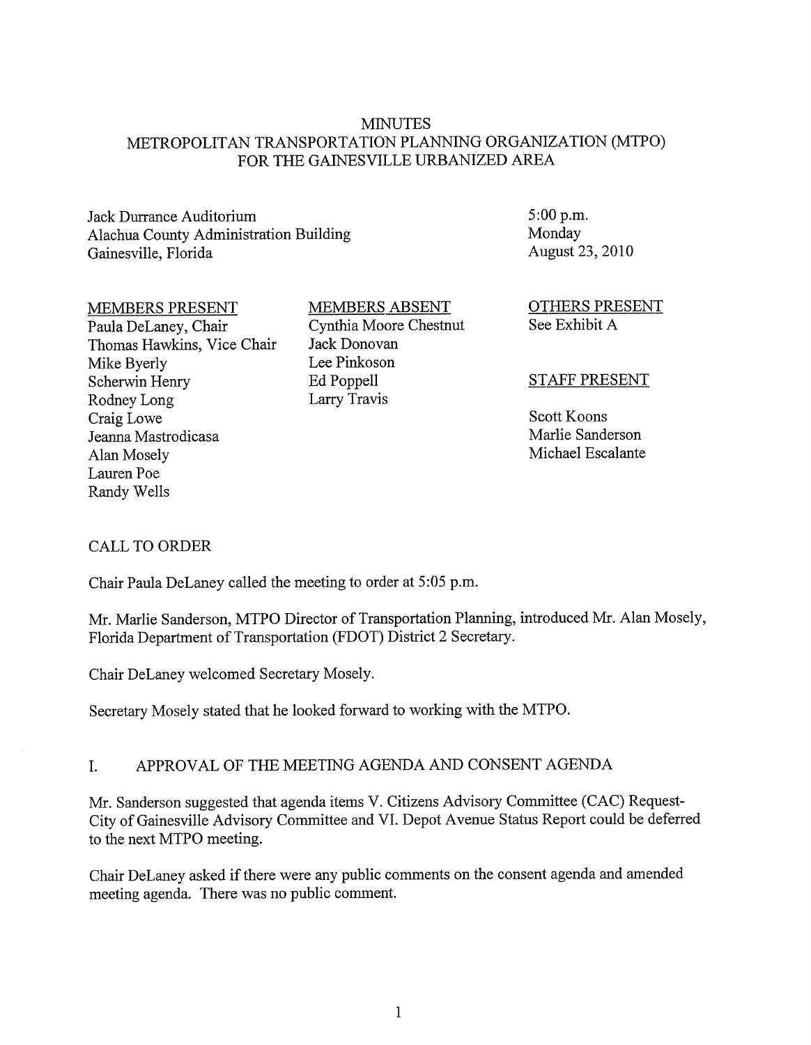# MINUTES
## METROPOLITAN TRANSPORTATION PLANNING ORGANIZATION (MTPO) FOR THE GAINESVILLE URBANIZED AREA

Jack Durrance Auditorium
Alachua County Administration Building
Gainesville, Florida

5:00 p.m.
Monday
August 23, 2010

MEMBERS PRESENT

Paula DeLaney, Chair
Thomas Hawkins, Vice Chair
Mike Byerly
Scherwin Henry
Rodney Long
Craig Lowe
Jeanna Mastrodicasa
Alan Mosely
Lauren Poe
Randy Wells

MEMBERS ABSENT

Cynthia Moore Chestnut
Jack Donovan
Lee Pinkoson
Ed Poppell
Larry Travis

OTHERS PRESENT

See Exhibit A

STAFF PRESENT

Scott Koons
Marlie Sanderson
Michael Escalante

CALL TO ORDER

Chair Paula DeLaney called the meeting to order at 5:05 p.m.

Mr. Marlie Sanderson, MTPO Director of Transportation Planning, introduced Mr. Alan Mosely, Florida Department of Transportation (FDOT) District 2 Secretary.

Chair DeLaney welcomed Secretary Mosely.

Secretary Mosely stated that he looked forward to working with the MTPO.

I. APPROVAL OF THE MEETING AGENDA AND CONSENT AGENDA

Mr. Sanderson suggested that agenda items V. Citizens Advisory Committee (CAC) Request- City of Gainesville Advisory Committee and VI. Depot Avenue Status Report could be deferred to the next MTPO meeting.

Chair DeLaney asked if there were any public comments on the consent agenda and amended meeting agenda. There was no public comment.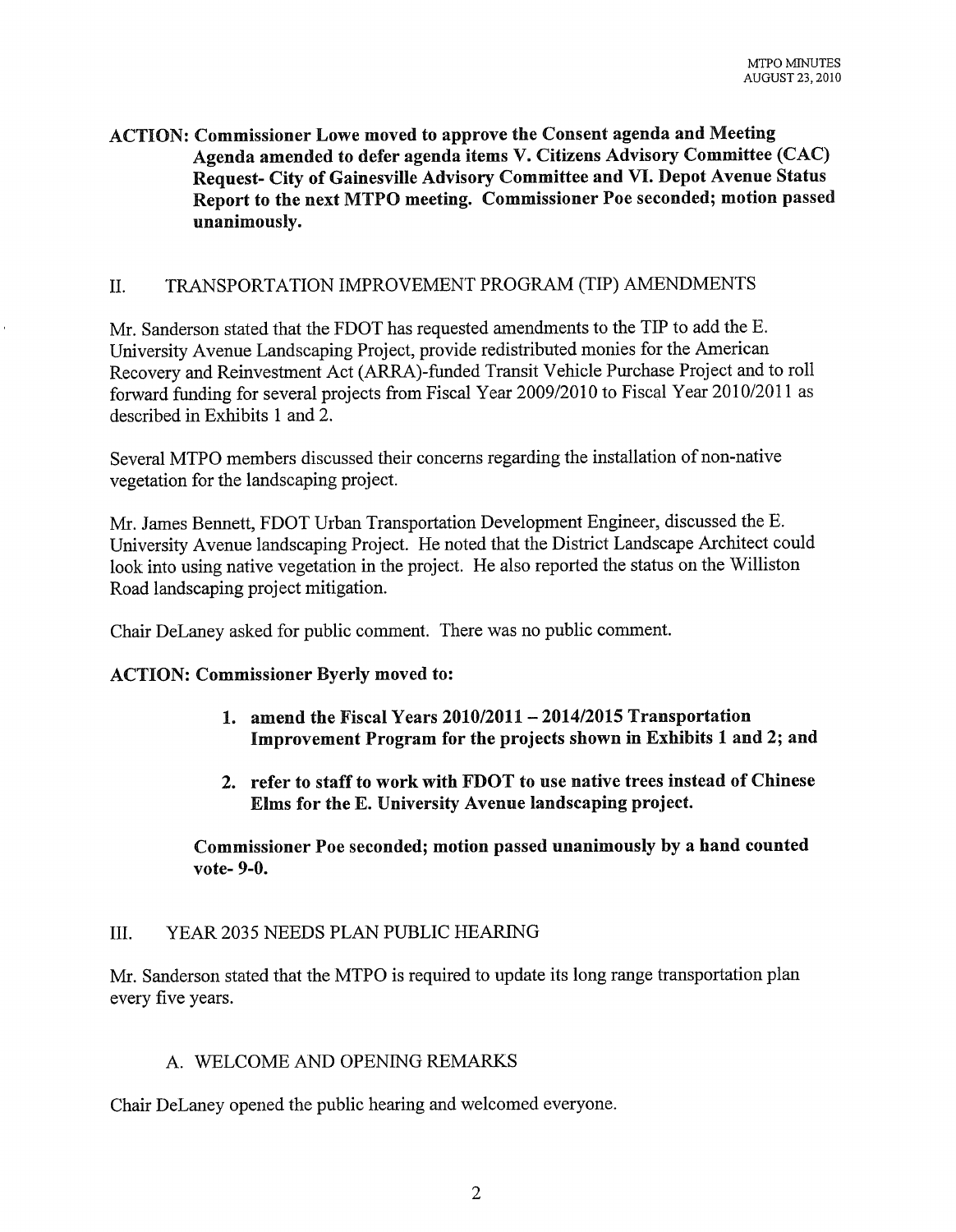**ACTION: Commissioner Lowe moved to approve the Consent agenda and Meeting Agenda amended to defer agenda items V. Citizens Advisory Committee (CAC) Request- City of Gainesville Advisory Committee and VI. Depot Avenue Status Report to the next MTPO meeting. Commissioner Poe seconded; motion passed unanimously.**

## II. TRANSPORTATION IMPROVEMENT PROGRAM (TIP) AMENDMENTS

Mr. Sanderson stated that the FDOT has requested amendments to the TIP to add the E. University Avenue Landscaping Project, provide redistributed monies for the American Recovery and Reinvestment Act (ARRA)-funded Transit Vehicle Purchase Project and to roll forward funding for several projects from Fiscal Year 2009/2010 to Fiscal Year 2010/2011 as described in Exhibits 1 and 2.

Several MTPO members discussed their concerns regarding the installation of non-native vegetation for the landscaping project.

Mr. James Bennett, FDOT Urban Transportation Development Engineer, discussed the E. University Avenue landscaping Project. He noted that the District Landscape Architect could look into using native vegetation in the project. He also reported the status on the Williston Road landscaping project mitigation.

Chair DeLaney asked for public comment. There was no public comment.

**ACTION: Commissioner Byerly moved to:**

1. **amend the Fiscal Years 2010/2011 – 2014/2015 Transportation Improvement Program for the projects shown in Exhibits 1 and 2; and**

2. **refer to staff to work with FDOT to use native trees instead of Chinese Elms for the E. University Avenue landscaping project.**

**Commissioner Poe seconded; motion passed unanimously by a hand counted vote- 9-0.**

## III. YEAR 2035 NEEDS PLAN PUBLIC HEARING

Mr. Sanderson stated that the MTPO is required to update its long range transportation plan every five years.

### A. WELCOME AND OPENING REMARKS

Chair DeLaney opened the public hearing and welcomed everyone.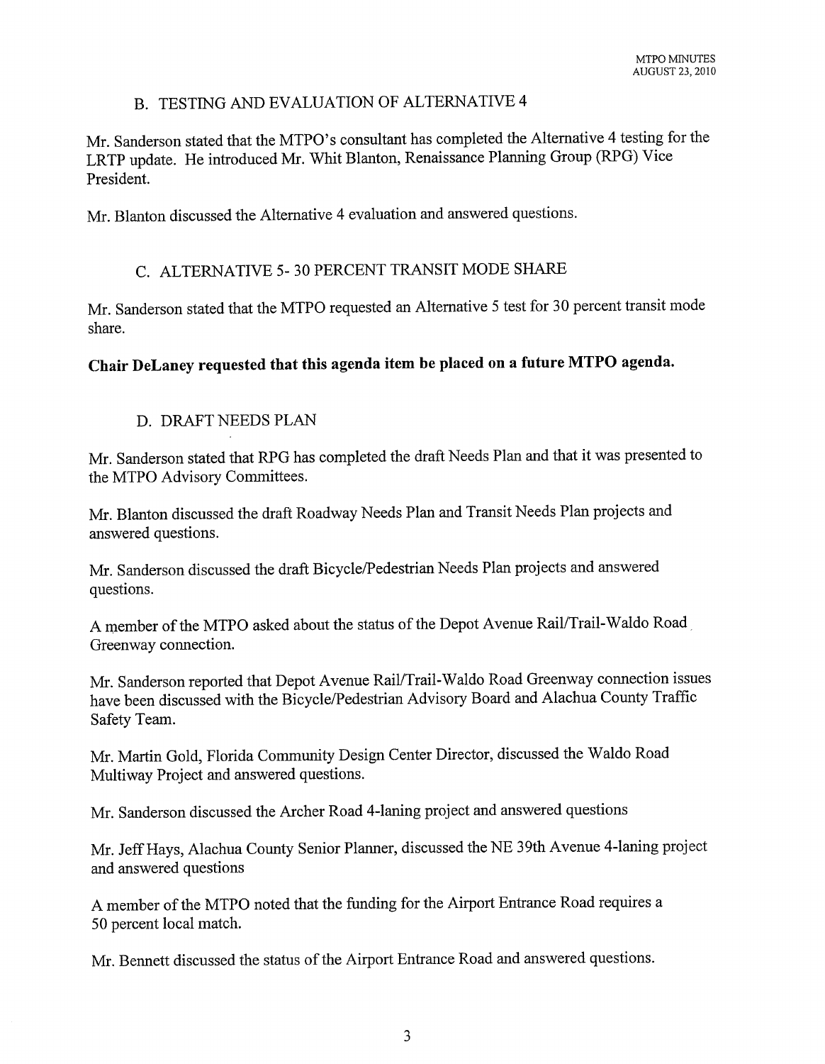## B. TESTING AND EVALUATION OF ALTERNATIVE 4

Mr. Sanderson stated that the MTPO's consultant has completed the Alternative 4 testing for the LRTP update. He introduced Mr. Whit Blanton, Renaissance Planning Group (RPG) Vice President.

Mr. Blanton discussed the Alternative 4 evaluation and answered questions.

## C. ALTERNATIVE 5- 30 PERCENT TRANSIT MODE SHARE

Mr. Sanderson stated that the MTPO requested an Alternative 5 test for 30 percent transit mode share.

**Chair DeLaney requested that this agenda item be placed on a future MTPO agenda.**

## D. DRAFT NEEDS PLAN

Mr. Sanderson stated that RPG has completed the draft Needs Plan and that it was presented to the MTPO Advisory Committees.

Mr. Blanton discussed the draft Roadway Needs Plan and Transit Needs Plan projects and answered questions.

Mr. Sanderson discussed the draft Bicycle/Pedestrian Needs Plan projects and answered questions.

A member of the MTPO asked about the status of the Depot Avenue Rail/Trail-Waldo Road Greenway connection.

Mr. Sanderson reported that Depot Avenue Rail/Trail-Waldo Road Greenway connection issues have been discussed with the Bicycle/Pedestrian Advisory Board and Alachua County Traffic Safety Team.

Mr. Martin Gold, Florida Community Design Center Director, discussed the Waldo Road Multiway Project and answered questions.

Mr. Sanderson discussed the Archer Road 4-laning project and answered questions

Mr. Jeff Hays, Alachua County Senior Planner, discussed the NE 39th Avenue 4-laning project and answered questions

A member of the MTPO noted that the funding for the Airport Entrance Road requires a 50 percent local match.

Mr. Bennett discussed the status of the Airport Entrance Road and answered questions.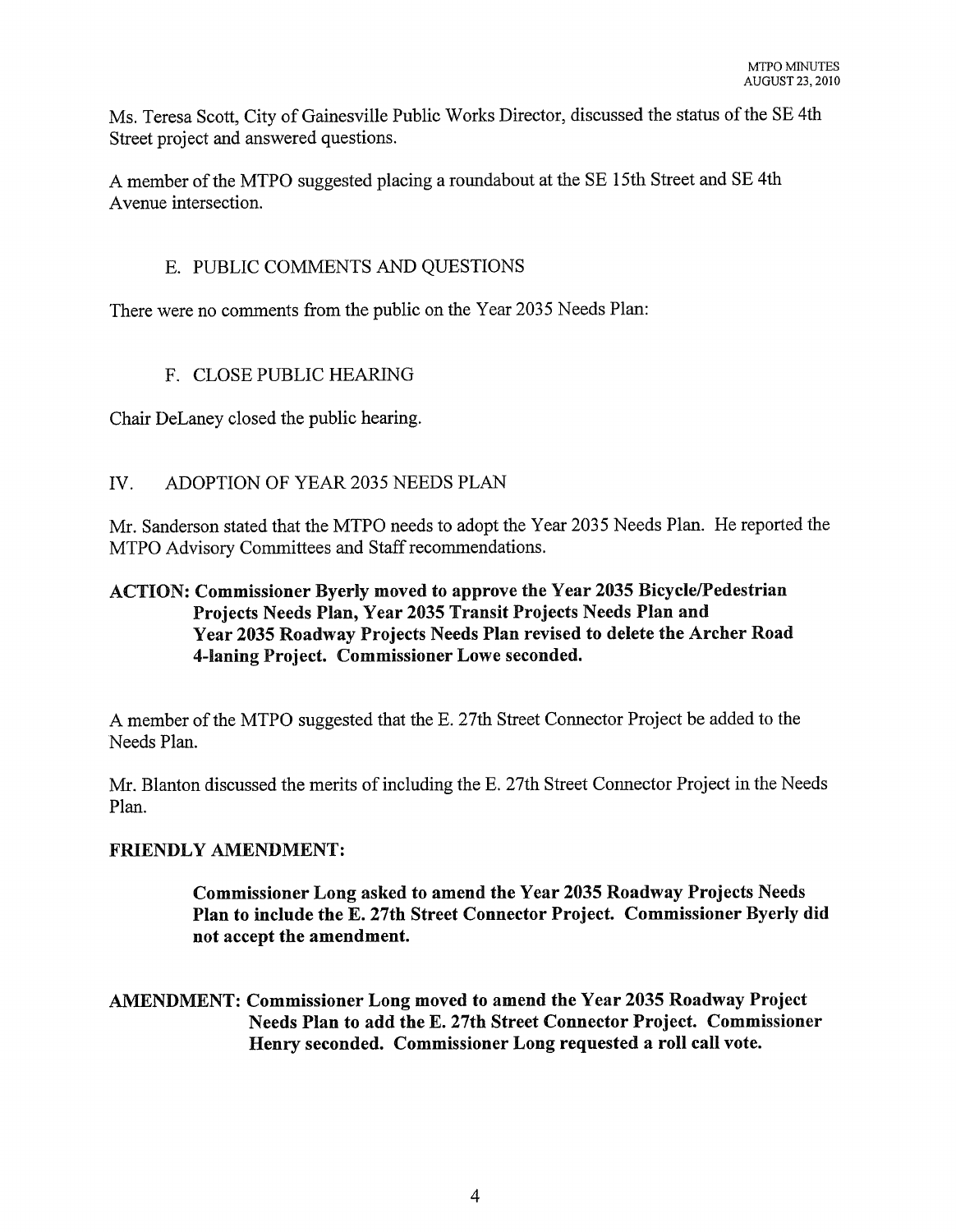Ms. Teresa Scott, City of Gainesville Public Works Director, discussed the status of the SE 4th Street project and answered questions.

A member of the MTPO suggested placing a roundabout at the SE 15th Street and SE 4th Avenue intersection.

### E. PUBLIC COMMENTS AND QUESTIONS

There were no comments from the public on the Year 2035 Needs Plan:

### F. CLOSE PUBLIC HEARING

Chair DeLaney closed the public hearing.

## IV. ADOPTION OF YEAR 2035 NEEDS PLAN

Mr. Sanderson stated that the MTPO needs to adopt the Year 2035 Needs Plan. He reported the MTPO Advisory Committees and Staff recommendations.

**ACTION: Commissioner Byerly moved to approve the Year 2035 Bicycle/Pedestrian Projects Needs Plan, Year 2035 Transit Projects Needs Plan and Year 2035 Roadway Projects Needs Plan revised to delete the Archer Road 4-laning Project. Commissioner Lowe seconded.**

A member of the MTPO suggested that the E. 27th Street Connector Project be added to the Needs Plan.

Mr. Blanton discussed the merits of including the E. 27th Street Connector Project in the Needs Plan.

**FRIENDLY AMENDMENT:**

**Commissioner Long asked to amend the Year 2035 Roadway Projects Needs Plan to include the E. 27th Street Connector Project. Commissioner Byerly did not accept the amendment.**

**AMENDMENT: Commissioner Long moved to amend the Year 2035 Roadway Project Needs Plan to add the E. 27th Street Connector Project. Commissioner Henry seconded. Commissioner Long requested a roll call vote.**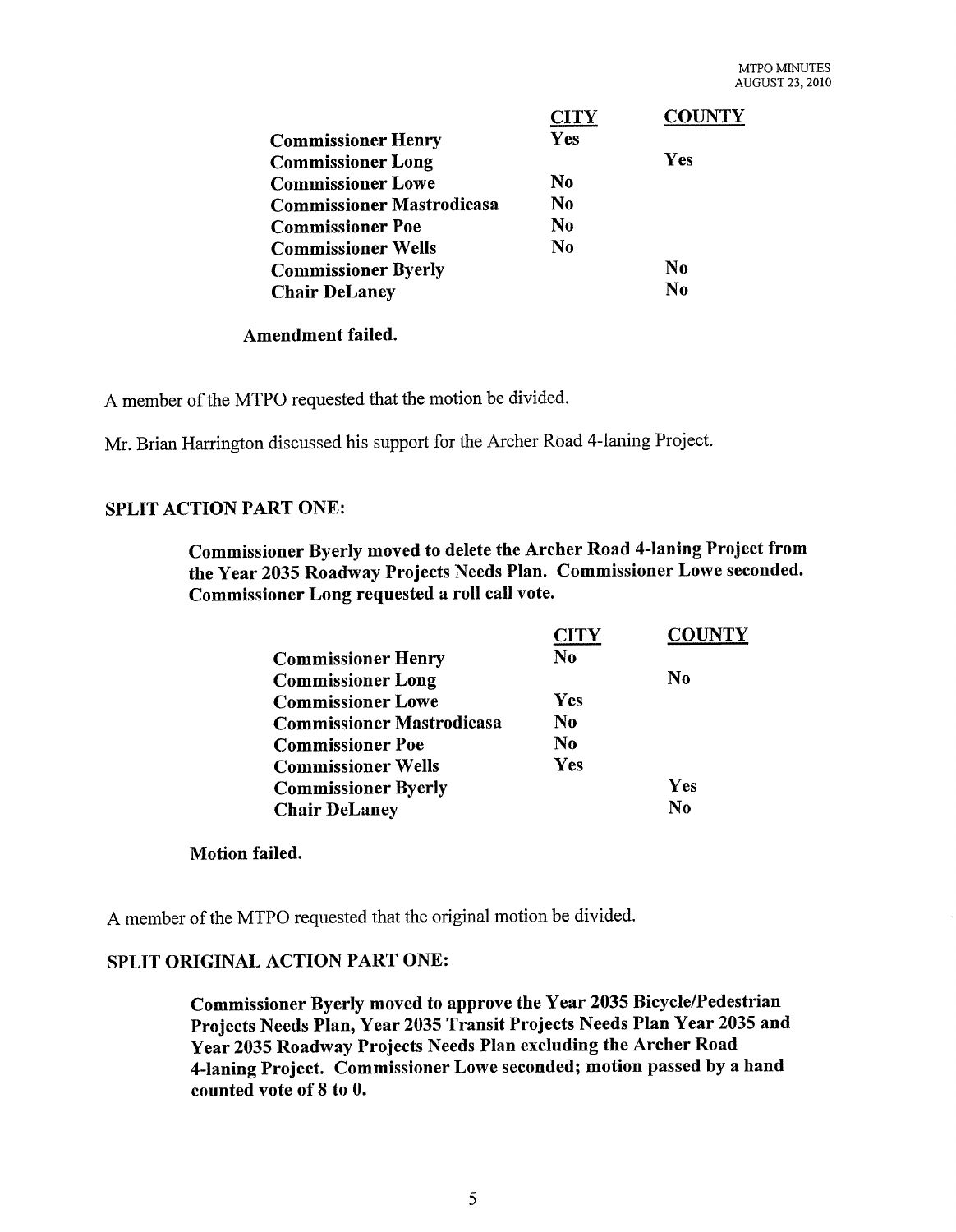| | CITY | COUNTY |
|---|---|---|
| **Commissioner Henry** | **Yes** | |
| **Commissioner Long** | | **Yes** |
| **Commissioner Lowe** | **No** | |
| **Commissioner Mastrodicasa** | **No** | |
| **Commissioner Poe** | **No** | |
| **Commissioner Wells** | **No** | |
| **Commissioner Byerly** | | **No** |
| **Chair DeLaney** | | **No** |

**Amendment failed.**

A member of the MTPO requested that the motion be divided.

Mr. Brian Harrington discussed his support for the Archer Road 4-laning Project.

**SPLIT ACTION PART ONE:**

**Commissioner Byerly moved to delete the Archer Road 4-laning Project from the Year 2035 Roadway Projects Needs Plan. Commissioner Lowe seconded. Commissioner Long requested a roll call vote.**

| | CITY | COUNTY |
|---|---|---|
| **Commissioner Henry** | **No** | |
| **Commissioner Long** | | **No** |
| **Commissioner Lowe** | **Yes** | |
| **Commissioner Mastrodicasa** | **No** | |
| **Commissioner Poe** | **No** | |
| **Commissioner Wells** | **Yes** | |
| **Commissioner Byerly** | | **Yes** |
| **Chair DeLaney** | | **No** |

**Motion failed.**

A member of the MTPO requested that the original motion be divided.

**SPLIT ORIGINAL ACTION PART ONE:**

**Commissioner Byerly moved to approve the Year 2035 Bicycle/Pedestrian Projects Needs Plan, Year 2035 Transit Projects Needs Plan Year 2035 and Year 2035 Roadway Projects Needs Plan excluding the Archer Road 4-laning Project. Commissioner Lowe seconded; motion passed by a hand counted vote of 8 to 0.**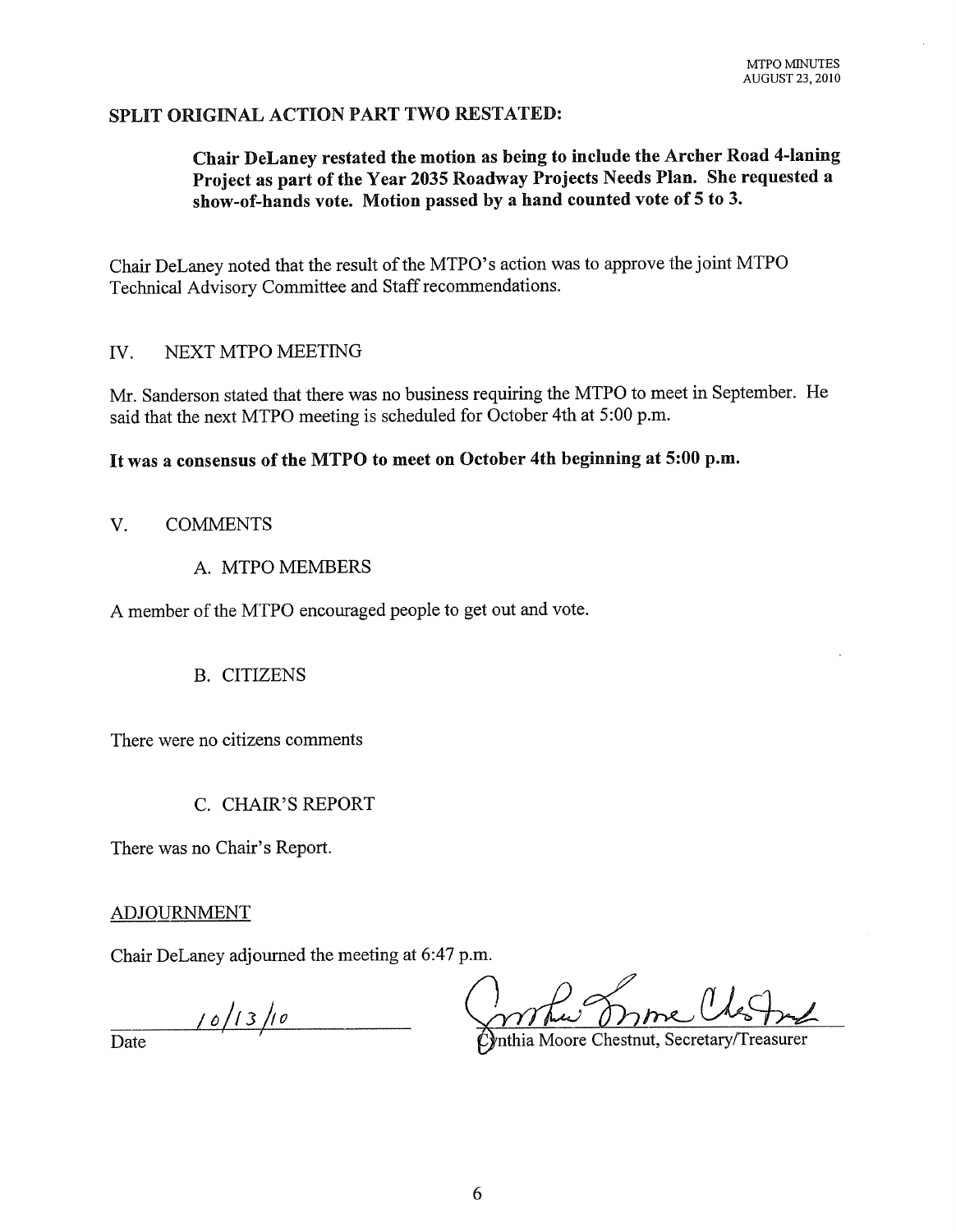## SPLIT ORIGINAL ACTION PART TWO RESTATED:

> **Chair DeLaney restated the motion as being to include the Archer Road 4-laning Project as part of the Year 2035 Roadway Projects Needs Plan. She requested a show-of-hands vote. Motion passed by a hand counted vote of 5 to 3.**

Chair DeLaney noted that the result of the MTPO's action was to approve the joint MTPO Technical Advisory Committee and Staff recommendations.

## IV. NEXT MTPO MEETING

Mr. Sanderson stated that there was no business requiring the MTPO to meet in September. He said that the next MTPO meeting is scheduled for October 4th at 5:00 p.m.

**It was a consensus of the MTPO to meet on October 4th beginning at 5:00 p.m.**

## V. COMMENTS

### A. MTPO MEMBERS

A member of the MTPO encouraged people to get out and vote.

### B. CITIZENS

There were no citizens comments

### C. CHAIR'S REPORT

There was no Chair's Report.

## ADJOURNMENT

Chair DeLaney adjourned the meeting at 6:47 p.m.

10/13/10
Date

Cynthia Moore Chestnut, Secretary/Treasurer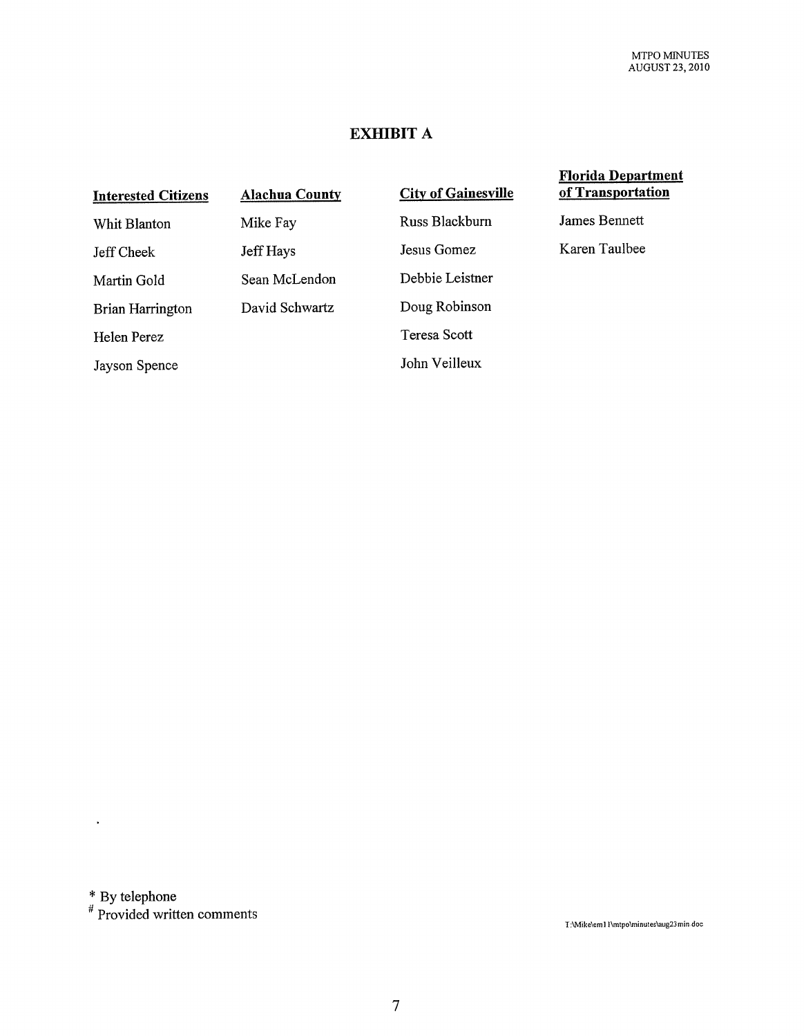## EXHIBIT A

| Interested Citizens | Alachua County | City of Gainesville | Florida Department of Transportation |
|---|---|---|---|
| Whit Blanton | Mike Fay | Russ Blackburn | James Bennett |
| Jeff Cheek | Jeff Hays | Jesus Gomez | Karen Taulbee |
| Martin Gold | Sean McLendon | Debbie Leistner | |
| Brian Harrington | David Schwartz | Doug Robinson | |
| Helen Perez | | Teresa Scott | |
| Jayson Spence | | John Veilleux | |

* By telephone
# Provided written comments

T:\Mike\em11\mtpo\minutes\aug23min.doc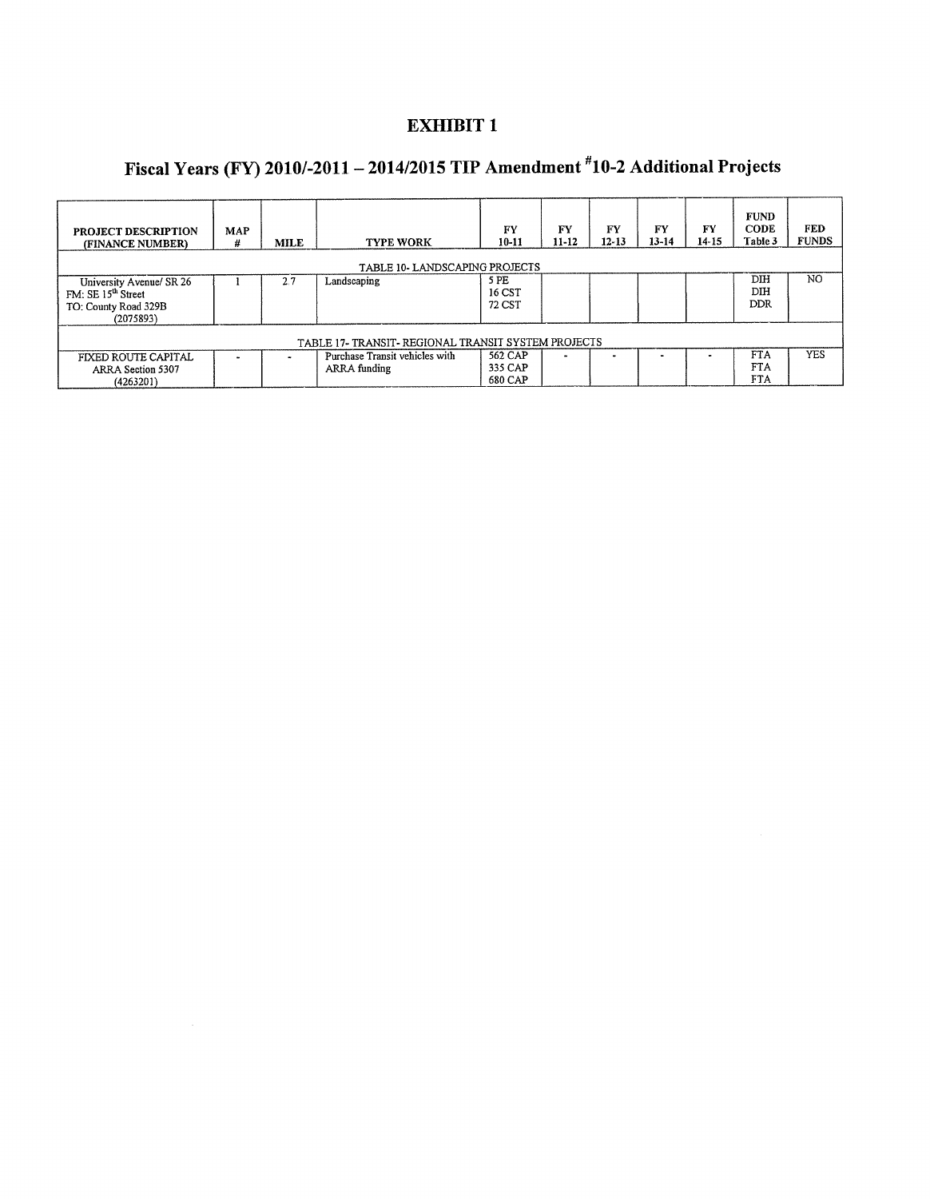# EXHIBIT 1

## Fiscal Years (FY) 2010/-2011 – 2014/2015 TIP Amendment #10-2 Additional Projects

| PROJECT DESCRIPTION (FINANCE NUMBER) | MAP # | MILE | TYPE WORK | FY 10-11 | FY 11-12 | FY 12-13 | FY 13-14 | FY 14-15 | FUND CODE Table 3 | FED FUNDS |
|---|---|---|---|---|---|---|---|---|---|---|
| TABLE 10- LANDSCAPING PROJECTS | | | | | | | | | | |
| University Avenue/ SR 26<br>FM: SE 15th Street<br>TO: County Road 329B<br>(2075893) | 1 | 2.7 | Landscaping | 5 PE<br>16 CST<br>72 CST | | | | | DIH<br>DIH<br>DDR | NO |
| TABLE 17- TRANSIT- REGIONAL TRANSIT SYSTEM PROJECTS | | | | | | | | | | |
| FIXED ROUTE CAPITAL<br>ARRA Section 5307<br>(4263201) | - | - | Purchase Transit vehicles with ARRA funding | 562 CAP<br>335 CAP<br>680 CAP | - | - | - | - | FTA<br>FTA<br>FTA | YES |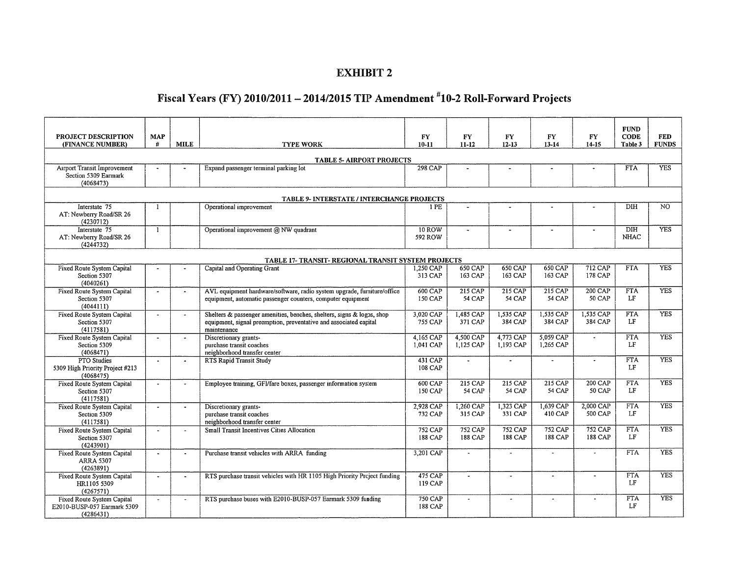# EXHIBIT 2

## Fiscal Years (FY) 2010/2011 – 2014/2015 TIP Amendment #10-2 Roll-Forward Projects

| PROJECT DESCRIPTION (FINANCE NUMBER) | MAP # | MILE | TYPE WORK | FY 10-11 | FY 11-12 | FY 12-13 | FY 13-14 | FY 14-15 | FUND CODE Table 3 | FED FUNDS |
|---|---|---|---|---|---|---|---|---|---|---|
| **TABLE 5- AIRPORT PROJECTS** | | | | | | | | | | |
| Airport Transit Improvement Section 5309 Earmark (4068473) | - | - | Expand passenger terminal parking lot | 298 CAP | - | - | - | - | FTA | YES |
| **TABLE 9- INTERSTATE / INTERCHANGE PROJECTS** | | | | | | | | | | |
| Interstate 75 AT: Newberry Road/SR 26 (4230712) | 1 | | Operational improvement | 1 PE | - | - | - | - | DIH | NO |
| Interstate 75 AT: Newberry Road/SR 26 (4244732) | 1 | | Operational improvement @ NW quadrant | 10 ROW<br>592 ROW | - | - | - | - | DIH<br>NHAC | YES |
| **TABLE 17- TRANSIT- REGIONAL TRANSIT SYSTEM PROJECTS** | | | | | | | | | | |
| Fixed Route System Capital Section 5307 (4040261) | - | - | Capital and Operating Grant | 1,250 CAP<br>313 CAP | 650 CAP<br>163 CAP | 650 CAP<br>163 CAP | 650 CAP<br>163 CAP | 712 CAP<br>178 CAP | FTA | YES |
| Fixed Route System Capital Section 5307 (4044111) | - | - | AVL equipment hardware/software, radio system upgrade, furniture/office equipment, automatic passenger counters, computer equipment | 600 CAP<br>150 CAP | 215 CAP<br>54 CAP | 215 CAP<br>54 CAP | 215 CAP<br>54 CAP | 200 CAP<br>50 CAP | FTA<br>LF | YES |
| Fixed Route System Capital Section 5307 (4117581) | - | - | Shelters & passenger amenities, benches, shelters, signs & logos, shop equipment, signal preemption, preventative and associated capital maintenance | 3,020 CAP<br>755 CAP | 1,485 CAP<br>371 CAP | 1,535 CAP<br>384 CAP | 1,535 CAP<br>384 CAP | 1,535 CAP<br>384 CAP | FTA<br>LF | YES |
| Fixed Route System Capital Section 5309 (4068471) | - | - | Discretionary grants-<br>purchase transit coaches<br>neighborhood transfer center | 4,165 CAP<br>1,041 CAP | 4,500 CAP<br>1,125 CAP | 4,773 CAP<br>1,193 CAP | 5,059 CAP<br>1,265 CAP | - | FTA<br>LF | YES |
| PTO Studies 5309 High Priority Project #213 (4068475) | - | - | RTS Rapid Transit Study | 431 CAP<br>108 CAP | - | - | - | - | FTA<br>LF | YES |
| Fixed Route System Capital Section 5307 (4117581) | - | - | Employee training, GFI/fare boxes, passenger information system | 600 CAP<br>150 CAP | 215 CAP<br>54 CAP | 215 CAP<br>54 CAP | 215 CAP<br>54 CAP | 200 CAP<br>50 CAP | FTA<br>LF | YES |
| Fixed Route System Capital Section 5309 (4117581) | - | - | Discretionary grants-<br>purchase transit coaches<br>neighborhood transfer center | 2,928 CAP<br>732 CAP | 1,260 CAP<br>315 CAP | 1,323 CAP<br>331 CAP | 1,639 CAP<br>410 CAP | 2,000 CAP<br>500 CAP | FTA<br>LF | YES |
| Fixed Route System Capital Section 5307 (4243901) | - | - | Small Transit Incentives Cities Allocation | 752 CAP<br>188 CAP | 752 CAP<br>188 CAP | 752 CAP<br>188 CAP | 752 CAP<br>188 CAP | 752 CAP<br>188 CAP | FTA<br>LF | YES |
| Fixed Route System Capital ARRA 5307 (4263891) | - | - | Purchase transit vehicles with ARRA funding | 3,201 CAP | - | - | - | - | FTA | YES |
| Fixed Route System Capital HR1105 5309 (4267571) | - | - | RTS purchase transit vehicles with HR 1105 High Priority Project funding | 475 CAP<br>119 CAP | - | - | - | - | FTA<br>LF | YES |
| Fixed Route System Capital E2010-BUSP-057 Earmark 5309 (4286431) | - | - | RTS purchase buses with E2010-BUSP-057 Earmark 5309 funding | 750 CAP<br>188 CAP | - | - | - | - | FTA<br>LF | YES |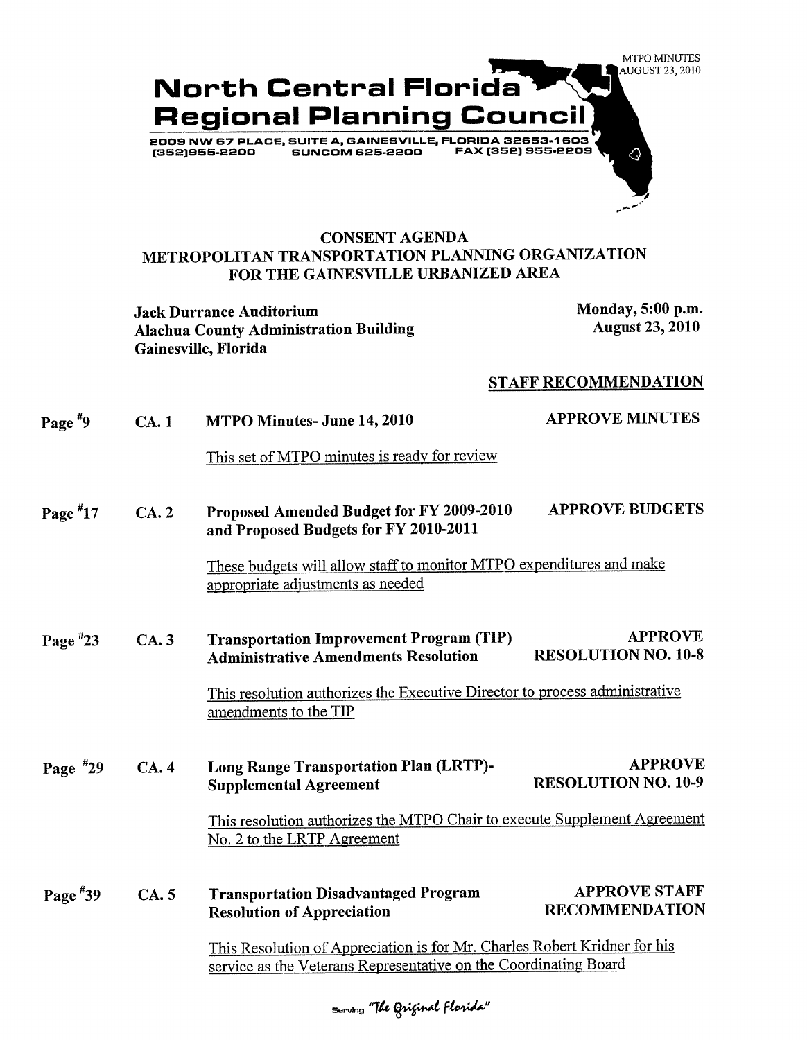MTPO MINUTES
AUGUST 23, 2010

# North Central Florida Regional Planning Council

2009 NW 67 PLACE, SUITE A, GAINESVILLE, FLORIDA 32653-1603
(352)955-2200 SUNCOM 625-2200 FAX (352) 955-2209

## CONSENT AGENDA
## METROPOLITAN TRANSPORTATION PLANNING ORGANIZATION FOR THE GAINESVILLE URBANIZED AREA

**Jack Durrance Auditorium**
**Alachua County Administration Building**
**Gainesville, Florida**

**Monday, 5:00 p.m.**
**August 23, 2010**

**STAFF RECOMMENDATION**

**Page #9** **CA. 1** **MTPO Minutes- June 14, 2010** — **APPROVE MINUTES**

This set of MTPO minutes is ready for review

**Page #17** **CA. 2** **Proposed Amended Budget for FY 2009-2010 and Proposed Budgets for FY 2010-2011** — **APPROVE BUDGETS**

These budgets will allow staff to monitor MTPO expenditures and make appropriate adjustments as needed

**Page #23** **CA. 3** **Transportation Improvement Program (TIP) Administrative Amendments Resolution** — **APPROVE RESOLUTION NO. 10-8**

This resolution authorizes the Executive Director to process administrative amendments to the TIP

**Page #29** **CA. 4** **Long Range Transportation Plan (LRTP)- Supplemental Agreement** — **APPROVE RESOLUTION NO. 10-9**

This resolution authorizes the MTPO Chair to execute Supplement Agreement No. 2 to the LRTP Agreement

**Page #39** **CA. 5** **Transportation Disadvantaged Program Resolution of Appreciation** — **APPROVE STAFF RECOMMENDATION**

This Resolution of Appreciation is for Mr. Charles Robert Kridner for his service as the Veterans Representative on the Coordinating Board

Serving *"The Original Florida"*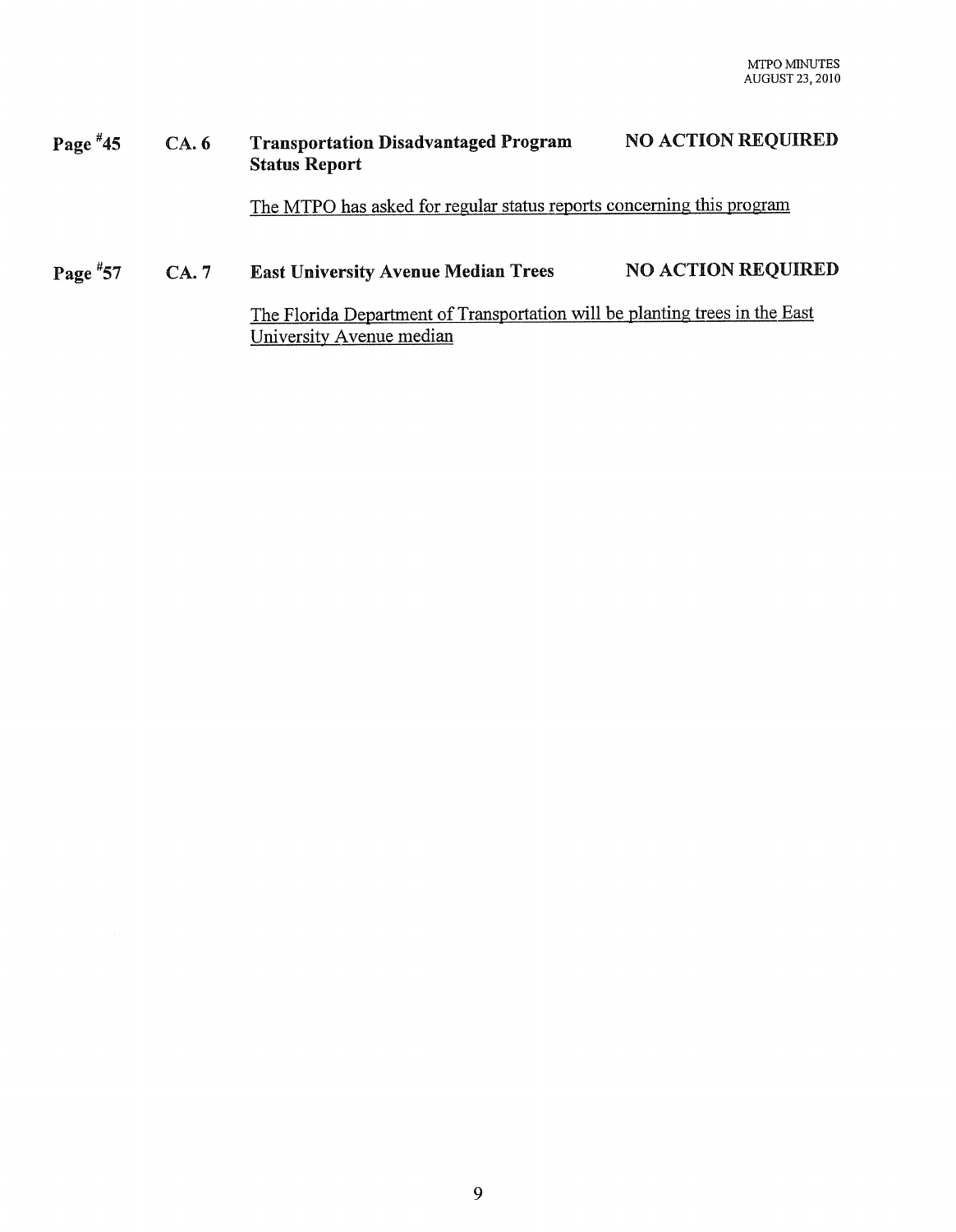**Page #45 CA. 6 Transportation Disadvantaged Program Status Report NO ACTION REQUIRED**

The MTPO has asked for regular status reports concerning this program

**Page #57 CA. 7 East University Avenue Median Trees NO ACTION REQUIRED**

The Florida Department of Transportation will be planting trees in the East University Avenue median